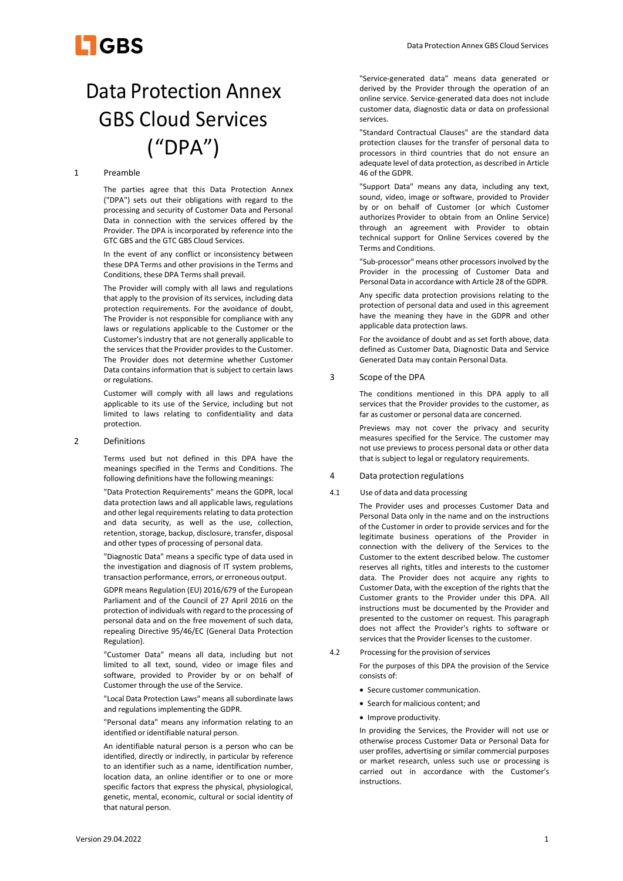# Data Protection Annex GBS Cloud Services ("DPA")

## 1 Preamble

The parties agree that this Data Protection Annex ("DPA") sets out their obligations with regard to the processing and security of Customer Data and Personal Data in connection with the services offered by the Provider. The DPA is incorporated by reference into the GTC GBS and the GTC GBS Cloud Services.

In the event of any conflict or inconsistency between these DPA Terms and other provisions in the Terms and Conditions, these DPA Terms shall prevail.

The Provider will comply with all laws and regulations that apply to the provision of its services, including data protection requirements. For the avoidance of doubt, The Provider is not responsible for compliance with any laws or regulations applicable to the Customer or the Customer's industry that are not generally applicable to the services that the Provider provides to the Customer. The Provider does not determine whether Customer Data contains information that is subject to certain laws or regulations.

Customer will comply with all laws and regulations applicable to its use of the Service, including but not limited to laws relating to confidentiality and data protection.

## 2 Definitions

Terms used but not defined in this DPA have the meanings specified in the Terms and Conditions. The following definitions have the following meanings:

"Data Protection Requirements" means the GDPR, local data protection laws and all applicable laws, regulations and other legal requirements relating to data protection and data security, as well as the use, collection, retention, storage, backup, disclosure, transfer, disposal and other types of processing of personal data.

"Diagnostic Data" means a specific type of data used in the investigation and diagnosis of IT system problems, transaction performance, errors, or erroneous output.

GDPR means Regulation (EU) 2016/679 of the European Parliament and of the Council of 27 April 2016 on the protection of individuals with regard to the processing of personal data and on the free movement of such data, repealing Directive 95/46/EC (General Data Protection Regulation).

"Customer Data" means all data, including but not limited to all text, sound, video or image files and software, provided to Provider by or on behalf of Customer through the use of the Service.

"Local Data Protection Laws" means all subordinate laws and regulations implementing the GDPR.

"Personal data" means any information relating to an identified or identifiable natural person.

An identifiable natural person is a person who can be identified, directly or indirectly, in particular by reference to an identifier such as a name, identification number, location data, an online identifier or to one or more specific factors that express the physical, physiological, genetic, mental, economic, cultural or social identity of that natural person.

"Service-generated data" means data generated or derived by the Provider through the operation of an online service. Service-generated data does not include customer data, diagnostic data or data on professional services.

"Standard Contractual Clauses" are the standard data protection clauses for the transfer of personal data to processors in third countries that do not ensure an adequate level of data protection, as described in Article 46 of the GDPR.

"Support Data" means any data, including any text, sound, video, image or software, provided to Provider by or on behalf of Customer (or which Customer authorizes Provider to obtain from an Online Service) through an agreement with Provider to obtain technical support for Online Services covered by the Terms and Conditions.

"Sub-processor" means other processors involved by the Provider in the processing of Customer Data and Personal Data in accordance with Article 28 of the GDPR.

Any specific data protection provisions relating to the protection of personal data and used in this agreement have the meaning they have in the GDPR and other applicable data protection laws.

For the avoidance of doubt and as set forth above, data defined as Customer Data, Diagnostic Data and Service Generated Data may contain Personal Data.

## 3 Scope of the DPA

The conditions mentioned in this DPA apply to all services that the Provider provides to the customer, as far as customer or personal data are concerned.

Previews may not cover the privacy and security measures specified for the Service. The customer may not use previews to process personal data or other data that is subject to legal or regulatory requirements.

## 4 Data protection regulations

### 4.1 Use of data and data processing

The Provider uses and processes Customer Data and Personal Data only in the name and on the instructions of the Customer in order to provide services and for the legitimate business operations of the Provider in connection with the delivery of the Services to the Customer to the extent described below. The customer reserves all rights, titles and interests to the customer data. The Provider does not acquire any rights to Customer Data, with the exception of the rights that the Customer grants to the Provider under this DPA. All instructions must be documented by the Provider and presented to the customer on request. This paragraph does not affect the Provider's rights to software or services that the Provider licenses to the customer.

### 4.2 Processing for the provision of services

For the purposes of this DPA the provision of the Service consists of:

- Secure customer communication.
- Search for malicious content; and
- Improve productivity.

In providing the Services, the Provider will not use or otherwise process Customer Data or Personal Data for user profiles, advertising or similar commercial purposes or market research, unless such use or processing is carried out in accordance with the Customer's instructions.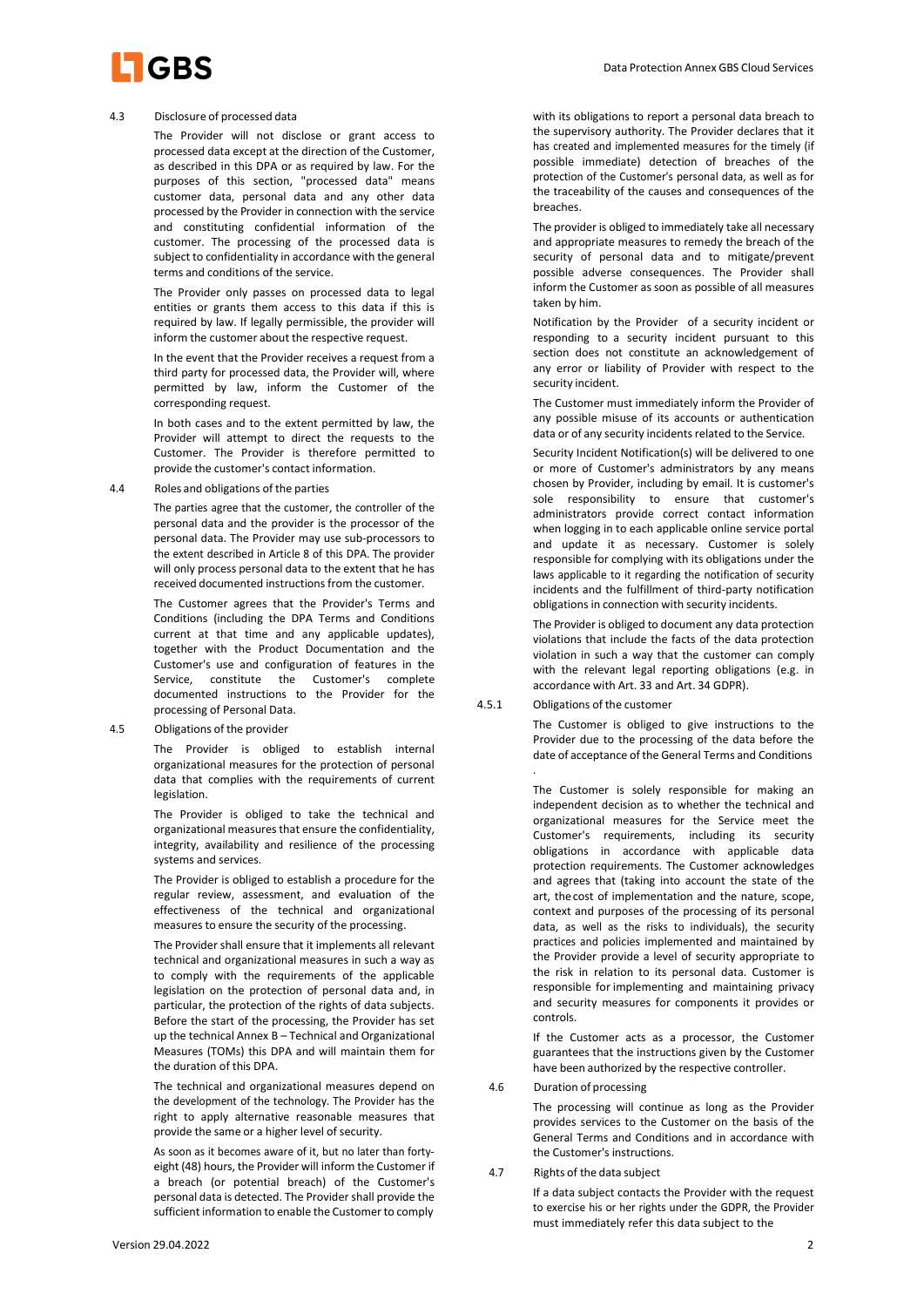### 4.3 Disclosure of processed data

The Provider will not disclose or grant access to processed data except at the direction of the Customer, as described in this DPA or as required by law. For the purposes of this section, "processed data" means customer data, personal data and any other data processed by the Provider in connection with the service and constituting confidential information of the customer. The processing of the processed data is subject to confidentiality in accordance with the general terms and conditions of the service.

The Provider only passes on processed data to legal entities or grants them access to this data if this is required by law. If legally permissible, the provider will inform the customer about the respective request.

In the event that the Provider receives a request from a third party for processed data, the Provider will, where permitted by law, inform the Customer of the corresponding request.

In both cases and to the extent permitted by law, the Provider will attempt to direct the requests to the Customer. The Provider is therefore permitted to provide the customer's contact information.

### 4.4 Roles and obligations of the parties

The parties agree that the customer, the controller of the personal data and the provider is the processor of the personal data. The Provider may use sub-processors to the extent described in Article 8 of this DPA. The provider will only process personal data to the extent that he has received documented instructions from the customer.

The Customer agrees that the Provider's Terms and Conditions (including the DPA Terms and Conditions current at that time and any applicable updates), together with the Product Documentation and the Customer's use and configuration of features in the Service, constitute the Customer's complete documented instructions to the Provider for the processing of Personal Data.

### 4.5 Obligations of the provider

The Provider is obliged to establish internal organizational measures for the protection of personal data that complies with the requirements of current legislation.

The Provider is obliged to take the technical and organizational measures that ensure the confidentiality, integrity, availability and resilience of the processing systems and services.

The Provider is obliged to establish a procedure for the regular review, assessment, and evaluation of the effectiveness of the technical and organizational measures to ensure the security of the processing.

The Provider shall ensure that it implements all relevant technical and organizational measures in such a way as to comply with the requirements of the applicable legislation on the protection of personal data and, in particular, the protection of the rights of data subjects. Before the start of the processing, the Provider has set up the technical Annex B – Technical and Organizational Measures (TOMs) this DPA and will maintain them for the duration of this DPA.

The technical and organizational measures depend on the development of the technology. The Provider has the right to apply alternative reasonable measures that provide the same or a higher level of security.

As soon as it becomes aware of it, but no later than forty-eight (48) hours, the Provider will inform the Customer if a breach (or potential breach) of the Customer's personal data is detected. The Provider shall provide the sufficient information to enable the Customer to comply with its obligations to report a personal data breach to the supervisory authority. The Provider declares that it has created and implemented measures for the timely (if possible immediate) detection of breaches of the protection of the Customer's personal data, as well as for the traceability of the causes and consequences of the breaches.

The provider is obliged to immediately take all necessary and appropriate measures to remedy the breach of the security of personal data and to mitigate/prevent possible adverse consequences. The Provider shall inform the Customer as soon as possible of all measures taken by him.

Notification by the Provider of a security incident or responding to a security incident pursuant to this section does not constitute an acknowledgement of any error or liability of Provider with respect to the security incident.

The Customer must immediately inform the Provider of any possible misuse of its accounts or authentication data or of any security incidents related to the Service.

Security Incident Notification(s) will be delivered to one or more of Customer's administrators by any means chosen by Provider, including by email. It is customer's sole responsibility to ensure that customer's administrators provide correct contact information when logging in to each applicable online service portal and update it as necessary. Customer is solely responsible for complying with its obligations under the laws applicable to it regarding the notification of security incidents and the fulfillment of third-party notification obligations in connection with security incidents.

The Provider is obliged to document any data protection violations that include the facts of the data protection violation in such a way that the customer can comply with the relevant legal reporting obligations (e.g. in accordance with Art. 33 and Art. 34 GDPR).

#### 4.5.1 Obligations of the customer

The Customer is obliged to give instructions to the Provider due to the processing of the data before the date of acceptance of the General Terms and Conditions .

The Customer is solely responsible for making an independent decision as to whether the technical and organizational measures for the Service meet the Customer's requirements, including its security obligations in accordance with applicable data protection requirements. The Customer acknowledges and agrees that (taking into account the state of the art, the cost of implementation and the nature, scope, context and purposes of the processing of its personal data, as well as the risks to individuals), the security practices and policies implemented and maintained by the Provider provide a level of security appropriate to the risk in relation to its personal data. Customer is responsible for implementing and maintaining privacy and security measures for components it provides or controls.

If the Customer acts as a processor, the Customer guarantees that the instructions given by the Customer have been authorized by the respective controller.

### 4.6 Duration of processing

The processing will continue as long as the Provider provides services to the Customer on the basis of the General Terms and Conditions and in accordance with the Customer's instructions.

### 4.7 Rights of the data subject

If a data subject contacts the Provider with the request to exercise his or her rights under the GDPR, the Provider must immediately refer this data subject to the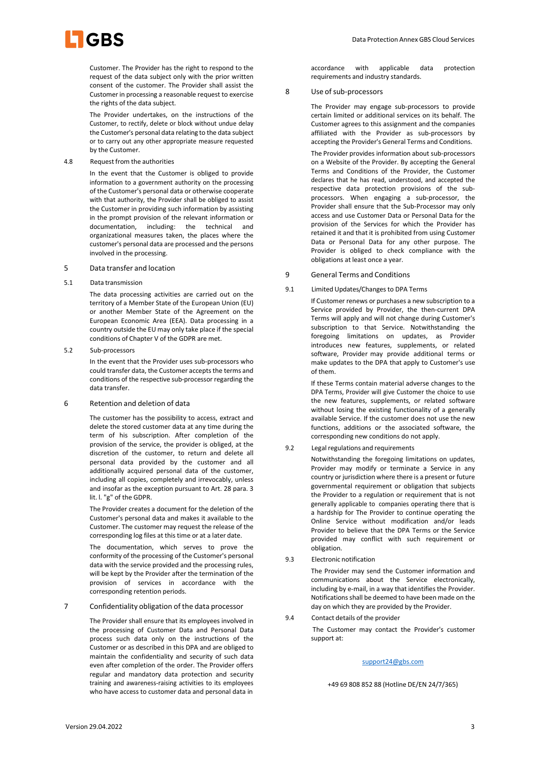Customer. The Provider has the right to respond to the request of the data subject only with the prior written consent of the customer. The Provider shall assist the Customer in processing a reasonable request to exercise the rights of the data subject.

The Provider undertakes, on the instructions of the Customer, to rectify, delete or block without undue delay the Customer's personal data relating to the data subject or to carry out any other appropriate measure requested by the Customer.

4.8 Request from the authorities

In the event that the Customer is obliged to provide information to a government authority on the processing of the Customer's personal data or otherwise cooperate with that authority, the Provider shall be obliged to assist the Customer in providing such information by assisting in the prompt provision of the relevant information or documentation, including: the technical and organizational measures taken, the places where the customer's personal data are processed and the persons involved in the processing.

## 5 Data transfer and location

5.1 Data transmission

The data processing activities are carried out on the territory of a Member State of the European Union (EU) or another Member State of the Agreement on the European Economic Area (EEA). Data processing in a country outside the EU may only take place if the special conditions of Chapter V of the GDPR are met.

5.2 Sub-processors

In the event that the Provider uses sub-processors who could transfer data, the Customer accepts the terms and conditions of the respective sub-processor regarding the data transfer.

## 6 Retention and deletion of data

The customer has the possibility to access, extract and delete the stored customer data at any time during the term of his subscription. After completion of the provision of the service, the provider is obliged, at the discretion of the customer, to return and delete all personal data provided by the customer and all additionally acquired personal data of the customer, including all copies, completely and irrevocably, unless and insofar as the exception pursuant to Art. 28 para. 3 lit. l. "g" of the GDPR.

The Provider creates a document for the deletion of the Customer's personal data and makes it available to the Customer. The customer may request the release of the corresponding log files at this time or at a later date.

The documentation, which serves to prove the conformity of the processing of the Customer's personal data with the service provided and the processing rules, will be kept by the Provider after the termination of the provision of services in accordance with the corresponding retention periods.

## 7 Confidentiality obligation of the data processor

The Provider shall ensure that its employees involved in the processing of Customer Data and Personal Data process such data only on the instructions of the Customer or as described in this DPA and are obliged to maintain the confidentiality and security of such data even after completion of the order. The Provider offers regular and mandatory data protection and security training and awareness-raising activities to its employees who have access to customer data and personal data in accordance with applicable data protection requirements and industry standards.

## 8 Use of sub-processors

The Provider may engage sub-processors to provide certain limited or additional services on its behalf. The Customer agrees to this assignment and the companies affiliated with the Provider as sub-processors by accepting the Provider's General Terms and Conditions.

The Provider provides information about sub-processors on a Website of the Provider. By accepting the General Terms and Conditions of the Provider, the Customer declares that he has read, understood, and accepted the respective data protection provisions of the sub-processors. When engaging a sub-processor, the Provider shall ensure that the Sub-Processor may only access and use Customer Data or Personal Data for the provision of the Services for which the Provider has retained it and that it is prohibited from using Customer Data or Personal Data for any other purpose. The Provider is obliged to check compliance with the obligations at least once a year.

## 9 General Terms and Conditions

9.1 Limited Updates/Changes to DPA Terms

If Customer renews or purchases a new subscription to a Service provided by Provider, the then-current DPA Terms will apply and will not change during Customer's subscription to that Service. Notwithstanding the foregoing limitations on updates, as Provider introduces new features, supplements, or related software, Provider may provide additional terms or make updates to the DPA that apply to Customer's use of them.

If these Terms contain material adverse changes to the DPA Terms, Provider will give Customer the choice to use the new features, supplements, or related software without losing the existing functionality of a generally available Service. If the customer does not use the new functions, additions or the associated software, the corresponding new conditions do not apply.

9.2 Legal regulations and requirements

Notwithstanding the foregoing limitations on updates, Provider may modify or terminate a Service in any country or jurisdiction where there is a present or future governmental requirement or obligation that subjects the Provider to a regulation or requirement that is not generally applicable to companies operating there that is a hardship for The Provider to continue operating the Online Service without modification and/or leads Provider to believe that the DPA Terms or the Service provided may conflict with such requirement or obligation.

9.3 Electronic notification

The Provider may send the Customer information and communications about the Service electronically, including by e-mail, in a way that identifies the Provider. Notifications shall be deemed to have been made on the day on which they are provided by the Provider.

9.4 Contact details of the provider

The Customer may contact the Provider's customer support at:

support24@gbs.com

+49 69 808 852 88 (Hotline DE/EN 24/7/365)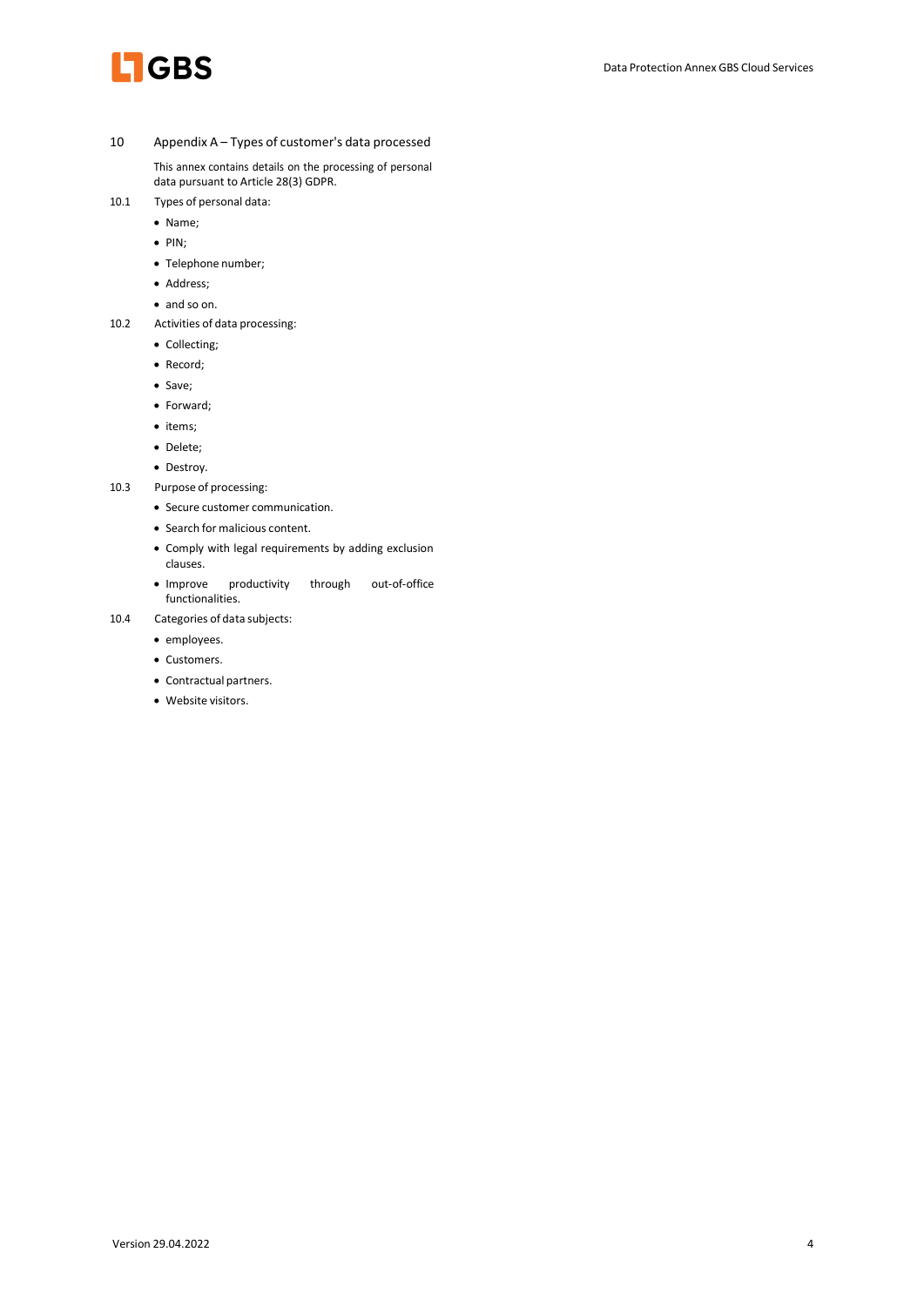## 10 Appendix A – Types of customer's data processed

This annex contains details on the processing of personal data pursuant to Article 28(3) GDPR.

### 10.1 Types of personal data:

- Name;
- PIN;
- Telephone number;
- Address;
- and so on.

### 10.2 Activities of data processing:

- Collecting;
- Record;
- Save;
- Forward;
- items;
- Delete;
- Destroy.

### 10.3 Purpose of processing:

- Secure customer communication.
- Search for malicious content.
- Comply with legal requirements by adding exclusion clauses.
- Improve productivity through out-of-office functionalities.

### 10.4 Categories of data subjects:

- employees.
- Customers.
- Contractual partners.
- Website visitors.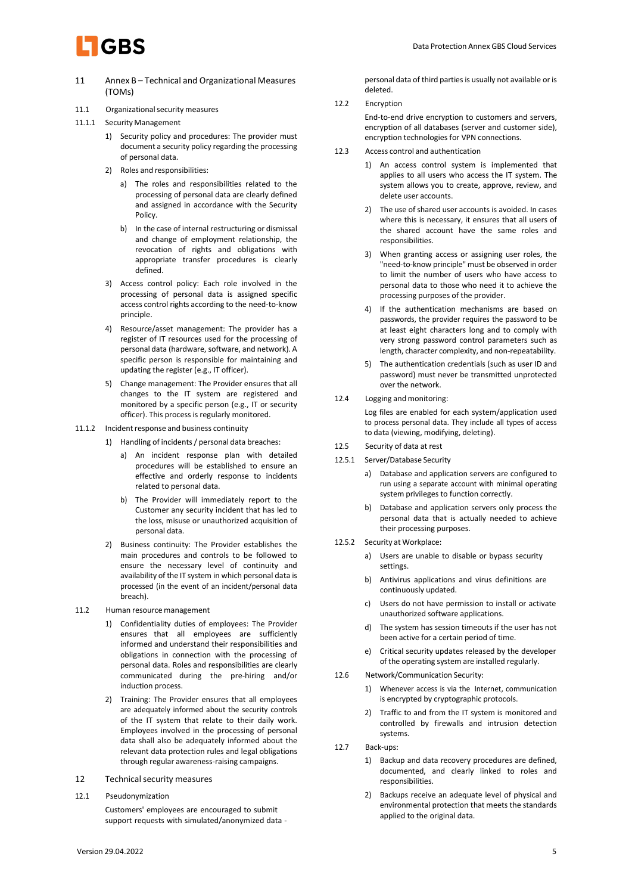## 11 Annex B – Technical and Organizational Measures (TOMs)

### 11.1 Organizational security measures

#### 11.1.1 Security Management

1) Security policy and procedures: The provider must document a security policy regarding the processing of personal data.
2) Roles and responsibilities:
   a) The roles and responsibilities related to the processing of personal data are clearly defined and assigned in accordance with the Security Policy.
   b) In the case of internal restructuring or dismissal and change of employment relationship, the revocation of rights and obligations with appropriate transfer procedures is clearly defined.
3) Access control policy: Each role involved in the processing of personal data is assigned specific access control rights according to the need-to-know principle.
4) Resource/asset management: The provider has a register of IT resources used for the processing of personal data (hardware, software, and network). A specific person is responsible for maintaining and updating the register (e.g., IT officer).
5) Change management: The Provider ensures that all changes to the IT system are registered and monitored by a specific person (e.g., IT or security officer). This process is regularly monitored.

#### 11.1.2 Incident response and business continuity

1) Handling of incidents / personal data breaches:
   a) An incident response plan with detailed procedures will be established to ensure an effective and orderly response to incidents related to personal data.
   b) The Provider will immediately report to the Customer any security incident that has led to the loss, misuse or unauthorized acquisition of personal data.
2) Business continuity: The Provider establishes the main procedures and controls to be followed to ensure the necessary level of continuity and availability of the IT system in which personal data is processed (in the event of an incident/personal data breach).

### 11.2 Human resource management

1) Confidentiality duties of employees: The Provider ensures that all employees are sufficiently informed and understand their responsibilities and obligations in connection with the processing of personal data. Roles and responsibilities are clearly communicated during the pre-hiring and/or induction process.
2) Training: The Provider ensures that all employees are adequately informed about the security controls of the IT system that relate to their daily work. Employees involved in the processing of personal data shall also be adequately informed about the relevant data protection rules and legal obligations through regular awareness-raising campaigns.

## 12 Technical security measures

### 12.1 Pseudonymization

Customers' employees are encouraged to submit support requests with simulated/anonymized data - personal data of third parties is usually not available or is deleted.

### 12.2 Encryption

End-to-end drive encryption to customers and servers, encryption of all databases (server and customer side), encryption technologies for VPN connections.

### 12.3 Access control and authentication

1) An access control system is implemented that applies to all users who access the IT system. The system allows you to create, approve, review, and delete user accounts.
2) The use of shared user accounts is avoided. In cases where this is necessary, it ensures that all users of the shared account have the same roles and responsibilities.
3) When granting access or assigning user roles, the "need-to-know principle" must be observed in order to limit the number of users who have access to personal data to those who need it to achieve the processing purposes of the provider.
4) If the authentication mechanisms are based on passwords, the provider requires the password to be at least eight characters long and to comply with very strong password control parameters such as length, character complexity, and non-repeatability.
5) The authentication credentials (such as user ID and password) must never be transmitted unprotected over the network.

### 12.4 Logging and monitoring:

Log files are enabled for each system/application used to process personal data. They include all types of access to data (viewing, modifying, deleting).

### 12.5 Security of data at rest

#### 12.5.1 Server/Database Security

a) Database and application servers are configured to run using a separate account with minimal operating system privileges to function correctly.
b) Database and application servers only process the personal data that is actually needed to achieve their processing purposes.

#### 12.5.2 Security at Workplace:

a) Users are unable to disable or bypass security settings.
b) Antivirus applications and virus definitions are continuously updated.
c) Users do not have permission to install or activate unauthorized software applications.
d) The system has session timeouts if the user has not been active for a certain period of time.
e) Critical security updates released by the developer of the operating system are installed regularly.

### 12.6 Network/Communication Security:

1) Whenever access is via the Internet, communication is encrypted by cryptographic protocols.
2) Traffic to and from the IT system is monitored and controlled by firewalls and intrusion detection systems.

### 12.7 Back-ups:

1) Backup and data recovery procedures are defined, documented, and clearly linked to roles and responsibilities.
2) Backups receive an adequate level of physical and environmental protection that meets the standards applied to the original data.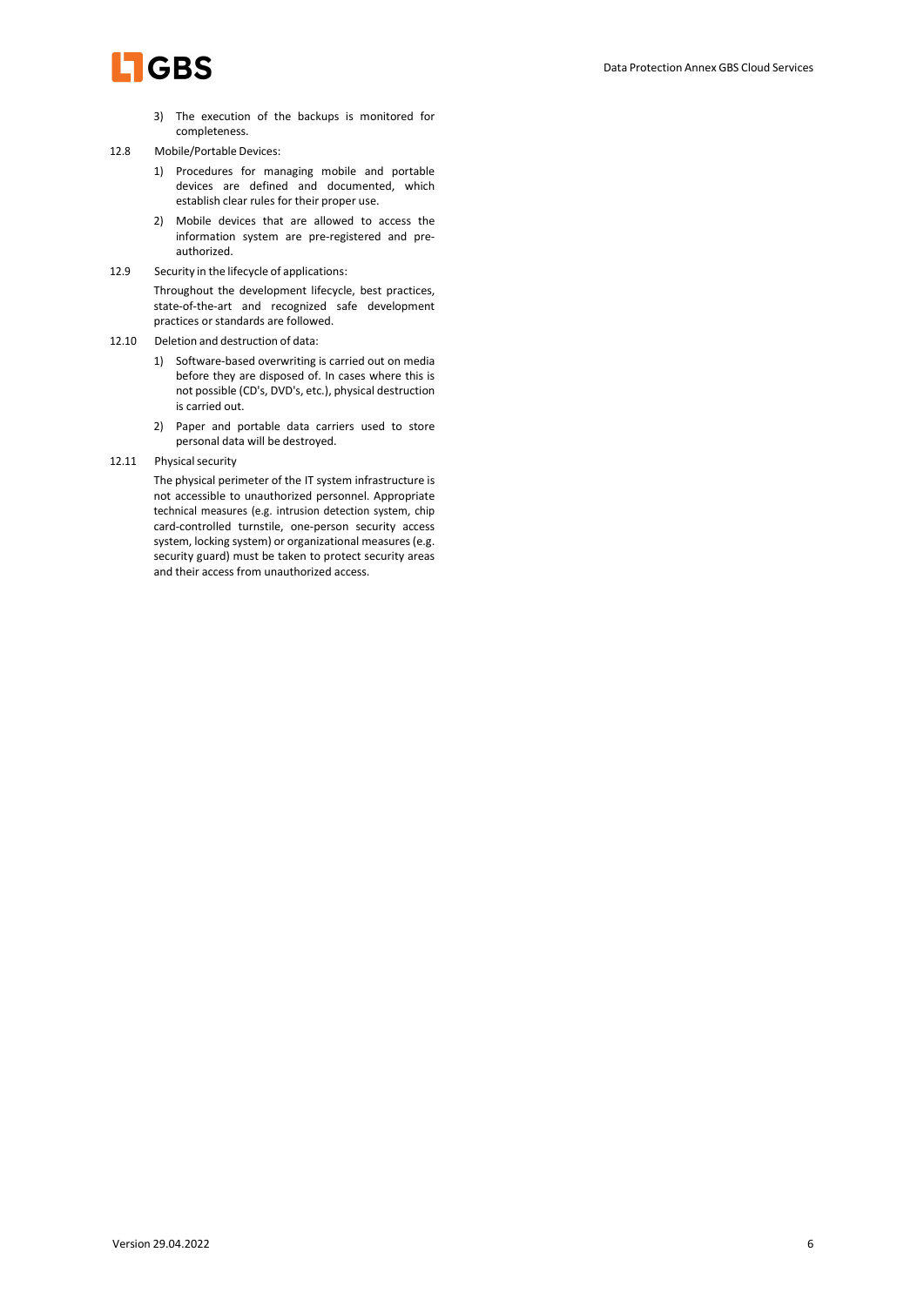3) The execution of the backups is monitored for completeness.

12.8 Mobile/Portable Devices:

1) Procedures for managing mobile and portable devices are defined and documented, which establish clear rules for their proper use.
2) Mobile devices that are allowed to access the information system are pre-registered and pre-authorized.

12.9 Security in the lifecycle of applications:

Throughout the development lifecycle, best practices, state-of-the-art and recognized safe development practices or standards are followed.

12.10 Deletion and destruction of data:

1) Software-based overwriting is carried out on media before they are disposed of. In cases where this is not possible (CD's, DVD's, etc.), physical destruction is carried out.
2) Paper and portable data carriers used to store personal data will be destroyed.

12.11 Physical security

The physical perimeter of the IT system infrastructure is not accessible to unauthorized personnel. Appropriate technical measures (e.g. intrusion detection system, chip card-controlled turnstile, one-person security access system, locking system) or organizational measures (e.g. security guard) must be taken to protect security areas and their access from unauthorized access.